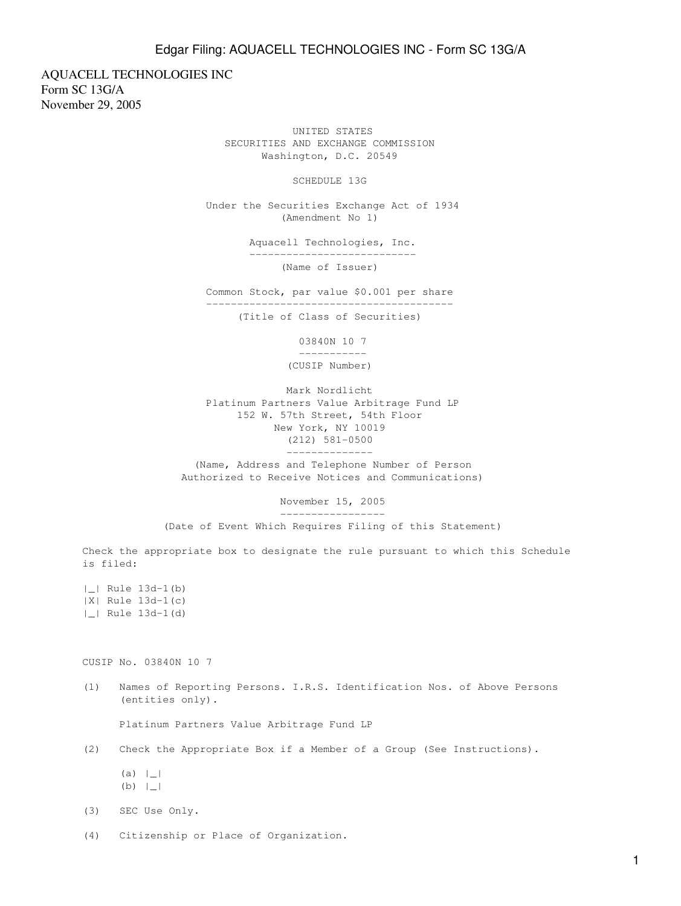AQUACELL TECHNOLOGIES INC
Form SC 13G/A
November 29, 2005

UNITED STATES
SECURITIES AND EXCHANGE COMMISSION
Washington, D.C. 20549

SCHEDULE 13G

Under the Securities Exchange Act of 1934
(Amendment No 1)

Aquacell Technologies, Inc.

(Name of Issuer)

Common Stock, par value $0.001 per share

(Title of Class of Securities)

03840N 10 7

(CUSIP Number)

Mark Nordlicht
Platinum Partners Value Arbitrage Fund LP
152 W. 57th Street, 54th Floor
New York, NY 10019
(212) 581-0500

(Name, Address and Telephone Number of Person
Authorized to Receive Notices and Communications)

November 15, 2005

(Date of Event Which Requires Filing of this Statement)

Check the appropriate box to designate the rule pursuant to which this Schedule is filed:

|_| Rule 13d-1(b)
|X| Rule 13d-1(c)
|_| Rule 13d-1(d)

CUSIP No. 03840N 10 7

(1) Names of Reporting Persons. I.R.S. Identification Nos. of Above Persons (entities only).

Platinum Partners Value Arbitrage Fund LP

(2) Check the Appropriate Box if a Member of a Group (See Instructions).

(a) |_|
(b) |_|

(3) SEC Use Only.

(4) Citizenship or Place of Organization.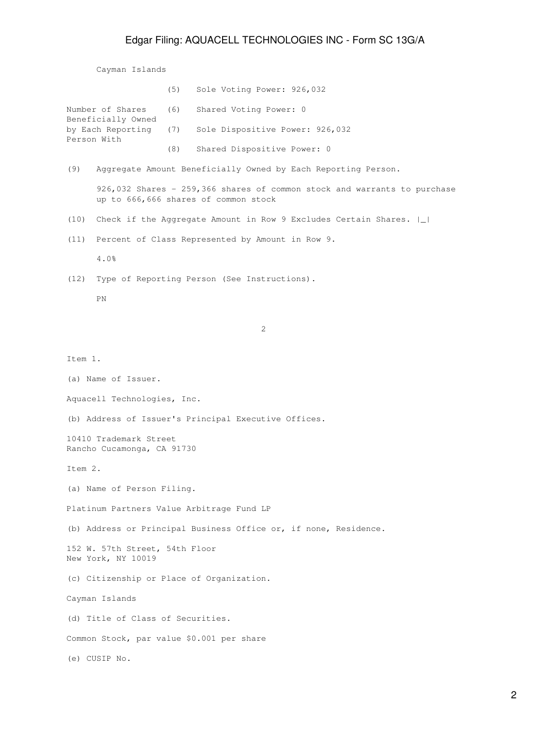Cayman Islands

| Number of Shares Beneficially Owned by Each Reporting Person With | | |
|---|---|---|
| | (5) | Sole Voting Power: 926,032 |
| | (6) | Shared Voting Power: 0 |
| | (7) | Sole Dispositive Power: 926,032 |
| | (8) | Shared Dispositive Power: 0 |

(9) Aggregate Amount Beneficially Owned by Each Reporting Person.

926,032 Shares - 259,366 shares of common stock and warrants to purchase up to 666,666 shares of common stock

(10) Check if the Aggregate Amount in Row 9 Excludes Certain Shares. |_|

(11) Percent of Class Represented by Amount in Row 9.

4.0%

(12) Type of Reporting Person (See Instructions).

PN

Item 1.

(a) Name of Issuer.

Aquacell Technologies, Inc.

(b) Address of Issuer's Principal Executive Offices.

10410 Trademark Street
Rancho Cucamonga, CA 91730

Item 2.

(a) Name of Person Filing.

Platinum Partners Value Arbitrage Fund LP

(b) Address or Principal Business Office or, if none, Residence.

152 W. 57th Street, 54th Floor
New York, NY 10019

(c) Citizenship or Place of Organization.

Cayman Islands

(d) Title of Class of Securities.

Common Stock, par value $0.001 per share

(e) CUSIP No.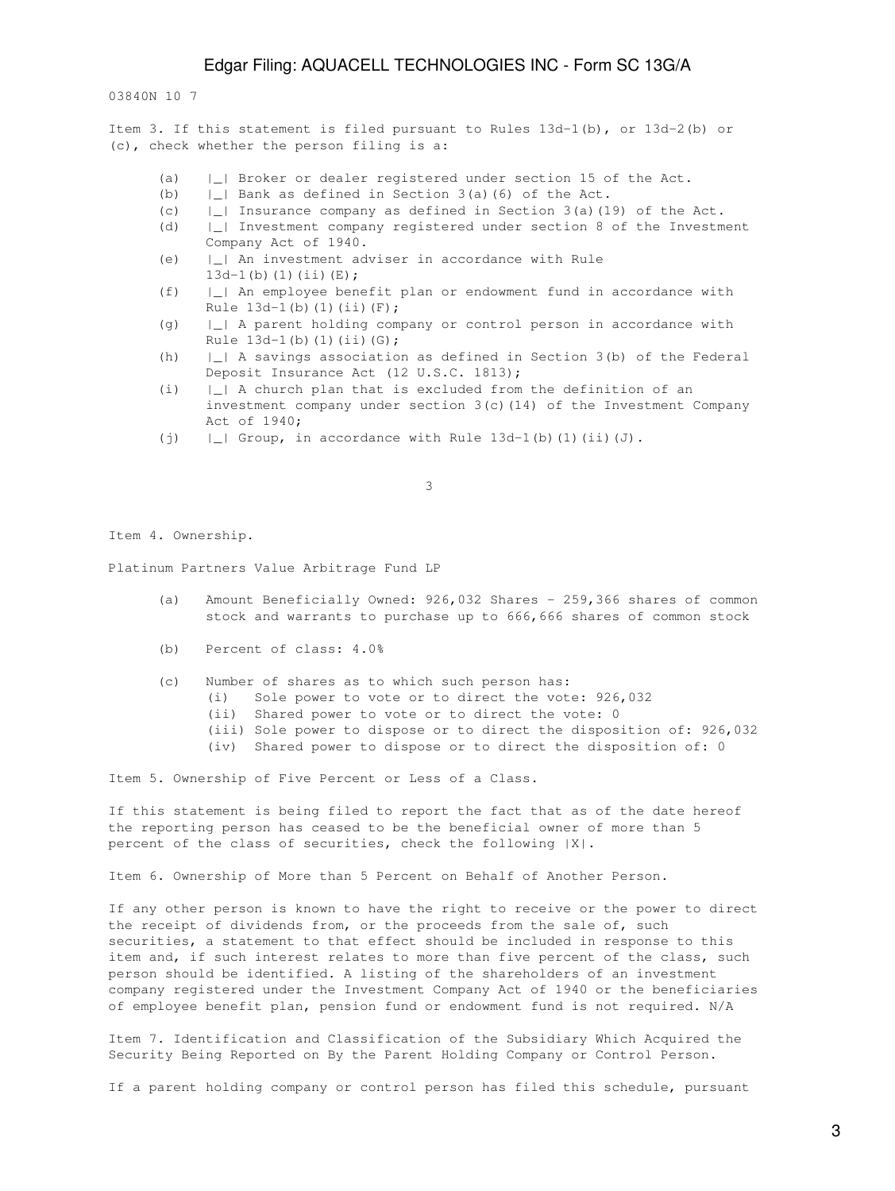03840N 10 7

Item 3. If this statement is filed pursuant to Rules 13d-1(b), or 13d-2(b) or (c), check whether the person filing is a:

- (a) |_| Broker or dealer registered under section 15 of the Act.
- (b) |_| Bank as defined in Section 3(a)(6) of the Act.
- (c) |_| Insurance company as defined in Section 3(a)(19) of the Act.
- (d) |_| Investment company registered under section 8 of the Investment Company Act of 1940.
- (e) |_| An investment adviser in accordance with Rule 13d-1(b)(1)(ii)(E);
- (f) |_| An employee benefit plan or endowment fund in accordance with Rule 13d-1(b)(1)(ii)(F);
- (g) |_| A parent holding company or control person in accordance with Rule 13d-1(b)(1)(ii)(G);
- (h) |_| A savings association as defined in Section 3(b) of the Federal Deposit Insurance Act (12 U.S.C. 1813);
- (i) |_| A church plan that is excluded from the definition of an investment company under section 3(c)(14) of the Investment Company Act of 1940;
- (j) |_| Group, in accordance with Rule 13d-1(b)(1)(ii)(J).

Item 4. Ownership.

Platinum Partners Value Arbitrage Fund LP

- (a) Amount Beneficially Owned: 926,032 Shares - 259,366 shares of common stock and warrants to purchase up to 666,666 shares of common stock
- (b) Percent of class: 4.0%
- (c) Number of shares as to which such person has:
  - (i) Sole power to vote or to direct the vote: 926,032
  - (ii) Shared power to vote or to direct the vote: 0
  - (iii) Sole power to dispose or to direct the disposition of: 926,032
  - (iv) Shared power to dispose or to direct the disposition of: 0

Item 5. Ownership of Five Percent or Less of a Class.

If this statement is being filed to report the fact that as of the date hereof the reporting person has ceased to be the beneficial owner of more than 5 percent of the class of securities, check the following |X|.

Item 6. Ownership of More than 5 Percent on Behalf of Another Person.

If any other person is known to have the right to receive or the power to direct the receipt of dividends from, or the proceeds from the sale of, such securities, a statement to that effect should be included in response to this item and, if such interest relates to more than five percent of the class, such person should be identified. A listing of the shareholders of an investment company registered under the Investment Company Act of 1940 or the beneficiaries of employee benefit plan, pension fund or endowment fund is not required. N/A

Item 7. Identification and Classification of the Subsidiary Which Acquired the Security Being Reported on By the Parent Holding Company or Control Person.

If a parent holding company or control person has filed this schedule, pursuant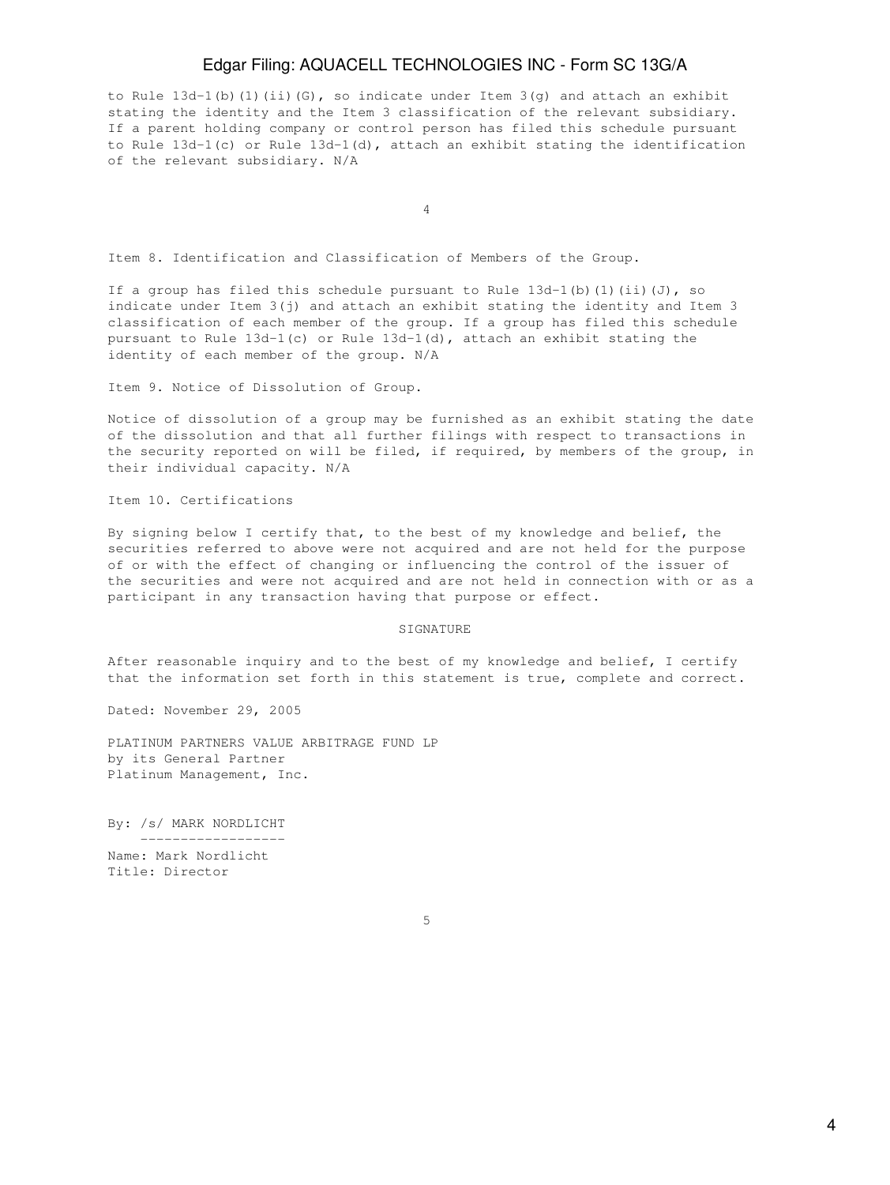to Rule 13d-1(b)(1)(ii)(G), so indicate under Item 3(g) and attach an exhibit stating the identity and the Item 3 classification of the relevant subsidiary. If a parent holding company or control person has filed this schedule pursuant to Rule 13d-1(c) or Rule 13d-1(d), attach an exhibit stating the identification of the relevant subsidiary. N/A

Item 8. Identification and Classification of Members of the Group.

If a group has filed this schedule pursuant to Rule 13d-1(b)(1)(ii)(J), so indicate under Item 3(j) and attach an exhibit stating the identity and Item 3 classification of each member of the group. If a group has filed this schedule pursuant to Rule 13d-1(c) or Rule 13d-1(d), attach an exhibit stating the identity of each member of the group. N/A

Item 9. Notice of Dissolution of Group.

Notice of dissolution of a group may be furnished as an exhibit stating the date of the dissolution and that all further filings with respect to transactions in the security reported on will be filed, if required, by members of the group, in their individual capacity. N/A

Item 10. Certifications

By signing below I certify that, to the best of my knowledge and belief, the securities referred to above were not acquired and are not held for the purpose of or with the effect of changing or influencing the control of the issuer of the securities and were not acquired and are not held in connection with or as a participant in any transaction having that purpose or effect.

SIGNATURE

After reasonable inquiry and to the best of my knowledge and belief, I certify that the information set forth in this statement is true, complete and correct.

Dated: November 29, 2005

PLATINUM PARTNERS VALUE ARBITRAGE FUND LP
by its General Partner
Platinum Management, Inc.

By: /s/ MARK NORDLICHT

Name: Mark Nordlicht
Title: Director